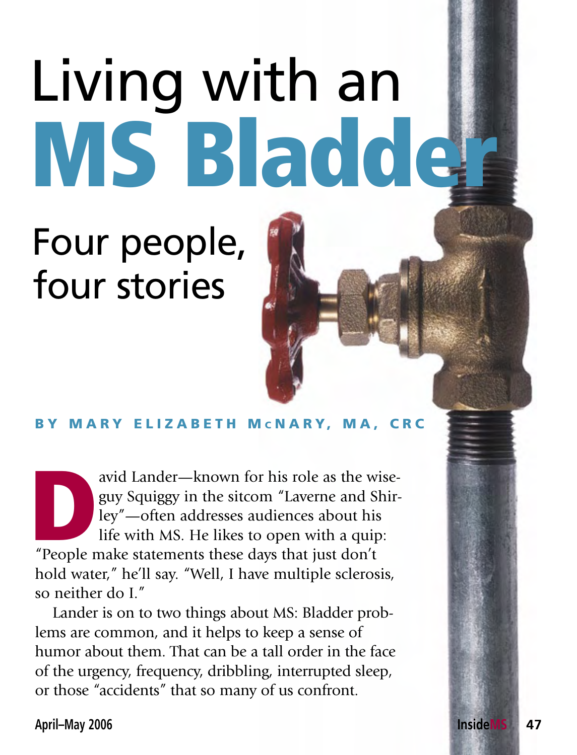# Living with an MS Bladder

## Four people, four stories

**BY MARY ELIZABETH McNARY, MA, CRC**

David Lander—known for his role as the wise-guy Squiggy in the sitcom "Laverne and Shirley"—often addresses audiences about his life with MS. He likes to open with a quip: "People make statements these days that just don't hold water," he'll say. "Well, I have multiple sclerosis, so neither do I."

Lander is on to two things about MS: Bladder problems are common, and it helps to keep a sense of humor about them. That can be a tall order in the face of the urgency, frequency, dribbling, interrupted sleep, or those "accidents" that so many of us confront.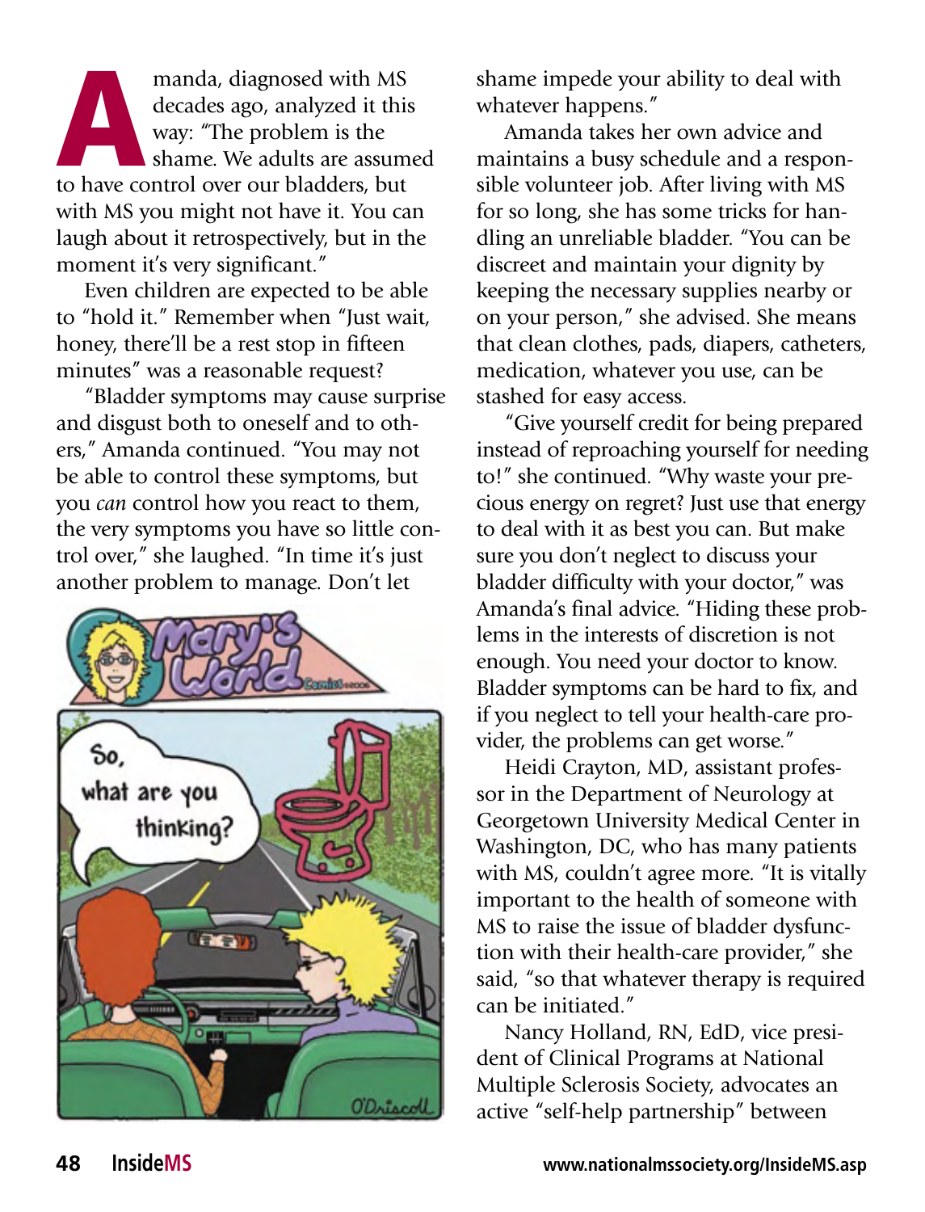Amanda, diagnosed with MS decades ago, analyzed it this way: "The problem is the shame. We adults are assumed to have control over our bladders, but with MS you might not have it. You can laugh about it retrospectively, but in the moment it's very significant."

Even children are expected to be able to "hold it." Remember when "Just wait, honey, there'll be a rest stop in fifteen minutes" was a reasonable request?

"Bladder symptoms may cause surprise and disgust both to oneself and to others," Amanda continued. "You may not be able to control these symptoms, but you *can* control how you react to them, the very symptoms you have so little control over," she laughed. "In time it's just another problem to manage. Don't let shame impede your ability to deal with whatever happens."

Amanda takes her own advice and maintains a busy schedule and a responsible volunteer job. After living with MS for so long, she has some tricks for handling an unreliable bladder. "You can be discreet and maintain your dignity by keeping the necessary supplies nearby or on your person," she advised. She means that clean clothes, pads, diapers, catheters, medication, whatever you use, can be stashed for easy access.

"Give yourself credit for being prepared instead of reproaching yourself for needing to!" she continued. "Why waste your precious energy on regret? Just use that energy to deal with it as best you can. But make sure you don't neglect to discuss your bladder difficulty with your doctor," was Amanda's final advice. "Hiding these problems in the interests of discretion is not enough. You need your doctor to know. Bladder symptoms can be hard to fix, and if you neglect to tell your health-care provider, the problems can get worse."

Heidi Crayton, MD, assistant professor in the Department of Neurology at Georgetown University Medical Center in Washington, DC, who has many patients with MS, couldn't agree more. "It is vitally important to the health of someone with MS to raise the issue of bladder dysfunction with their health-care provider," she said, "so that whatever therapy is required can be initiated."

Nancy Holland, RN, EdD, vice president of Clinical Programs at National Multiple Sclerosis Society, advocates an active "self-help partnership" between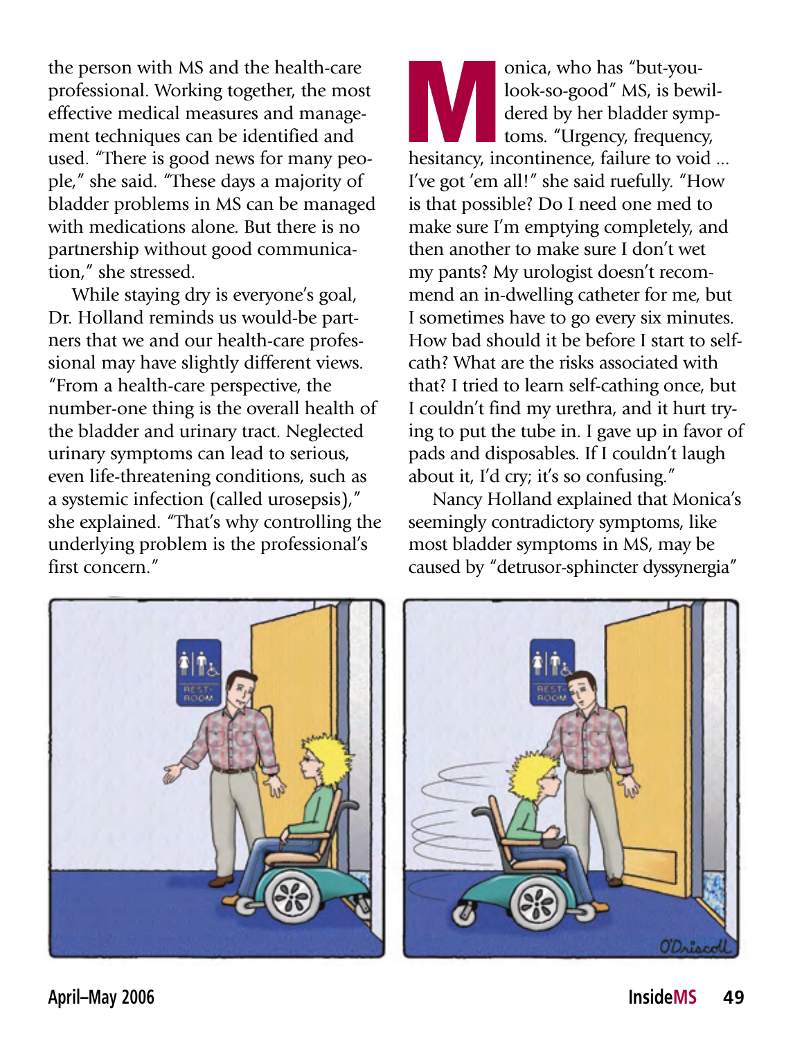the person with MS and the health-care professional. Working together, the most effective medical measures and management techniques can be identified and used. "There is good news for many people," she said. "These days a majority of bladder problems in MS can be managed with medications alone. But there is no partnership without good communication," she stressed.

While staying dry is everyone's goal, Dr. Holland reminds us would-be partners that we and our health-care professional may have slightly different views. "From a health-care perspective, the number-one thing is the overall health of the bladder and urinary tract. Neglected urinary symptoms can lead to serious, even life-threatening conditions, such as a systemic infection (called urosepsis)," she explained. "That's why controlling the underlying problem is the professional's first concern."

Monica, who has "but-you-look-so-good" MS, is bewildered by her bladder symptoms. "Urgency, frequency, hesitancy, incontinence, failure to void ... I've got 'em all!" she said ruefully. "How is that possible? Do I need one med to make sure I'm emptying completely, and then another to make sure I don't wet my pants? My urologist doesn't recommend an in-dwelling catheter for me, but I sometimes have to go every six minutes. How bad should it be before I start to self-cath? What are the risks associated with that? I tried to learn self-cathing once, but I couldn't find my urethra, and it hurt trying to put the tube in. I gave up in favor of pads and disposables. If I couldn't laugh about it, I'd cry; it's so confusing."

Nancy Holland explained that Monica's seemingly contradictory symptoms, like most bladder symptoms in MS, may be caused by "detrusor-sphincter dyssynergia"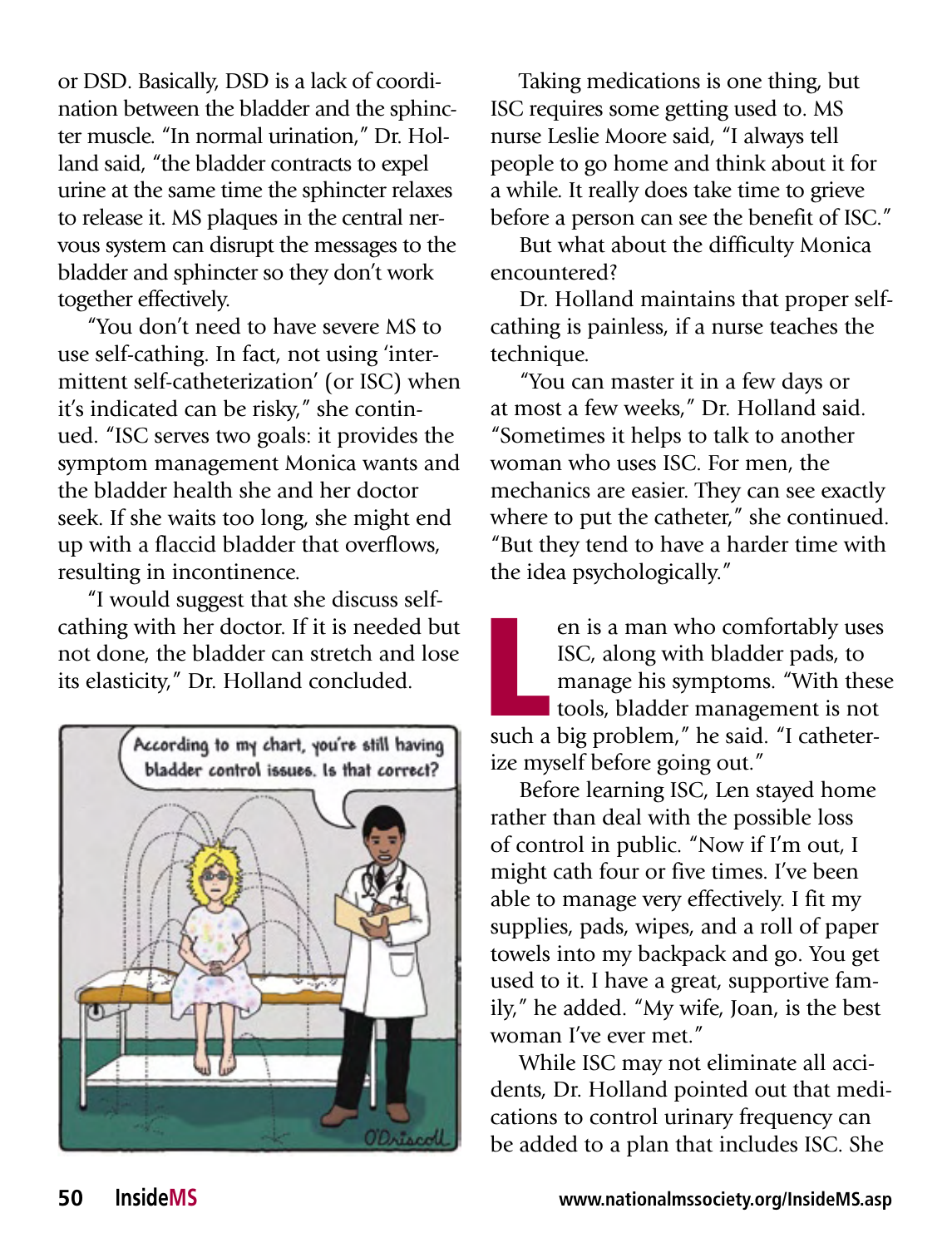or DSD. Basically, DSD is a lack of coordination between the bladder and the sphincter muscle. "In normal urination," Dr. Holland said, "the bladder contracts to expel urine at the same time the sphincter relaxes to release it. MS plaques in the central nervous system can disrupt the messages to the bladder and sphincter so they don't work together effectively.

"You don't need to have severe MS to use self-cathing. In fact, not using 'intermittent self-catheterization' (or ISC) when it's indicated can be risky," she continued. "ISC serves two goals: it provides the symptom management Monica wants and the bladder health she and her doctor seek. If she waits too long, she might end up with a flaccid bladder that overflows, resulting in incontinence.

"I would suggest that she discuss self-cathing with her doctor. If it is needed but not done, the bladder can stretch and lose its elasticity," Dr. Holland concluded.

Taking medications is one thing, but ISC requires some getting used to. MS nurse Leslie Moore said, "I always tell people to go home and think about it for a while. It really does take time to grieve before a person can see the benefit of ISC."

But what about the difficulty Monica encountered?

Dr. Holland maintains that proper self-cathing is painless, if a nurse teaches the technique.

"You can master it in a few days or at most a few weeks," Dr. Holland said. "Sometimes it helps to talk to another woman who uses ISC. For men, the mechanics are easier. They can see exactly where to put the catheter," she continued. "But they tend to have a harder time with the idea psychologically."

Len is a man who comfortably uses ISC, along with bladder pads, to manage his symptoms. "With these tools, bladder management is not such a big problem," he said. "I catheterize myself before going out."

Before learning ISC, Len stayed home rather than deal with the possible loss of control in public. "Now if I'm out, I might cath four or five times. I've been able to manage very effectively. I fit my supplies, pads, wipes, and a roll of paper towels into my backpack and go. You get used to it. I have a great, supportive family," he added. "My wife, Joan, is the best woman I've ever met."

While ISC may not eliminate all accidents, Dr. Holland pointed out that medications to control urinary frequency can be added to a plan that includes ISC. She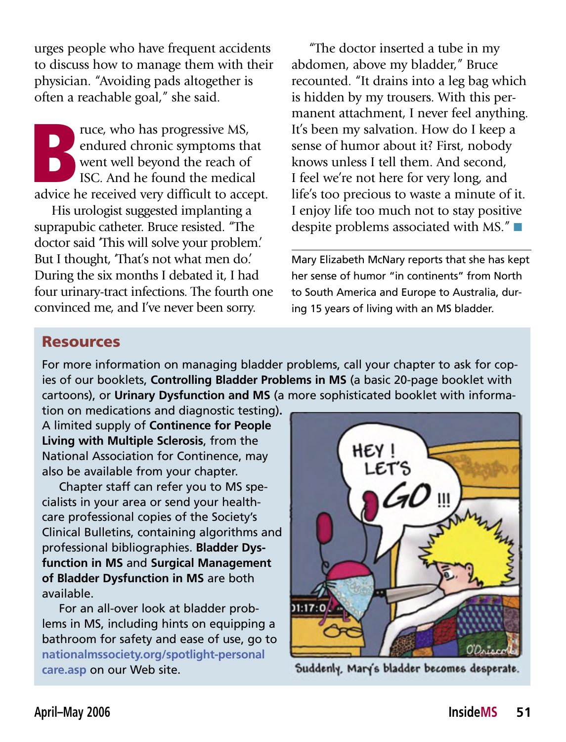urges people who have frequent accidents to discuss how to manage them with their physician. "Avoiding pads altogether is often a reachable goal," she said.

Bruce, who has progressive MS, endured chronic symptoms that went well beyond the reach of ISC. And he found the medical advice he received very difficult to accept.

His urologist suggested implanting a suprapubic catheter. Bruce resisted. "The doctor said 'This will solve your problem.' But I thought, 'That's not what men do.' During the six months I debated it, I had four urinary-tract infections. The fourth one convinced me, and I've never been sorry.

"The doctor inserted a tube in my abdomen, above my bladder," Bruce recounted. "It drains into a leg bag which is hidden by my trousers. With this permanent attachment, I never feel anything. It's been my salvation. How do I keep a sense of humor about it? First, nobody knows unless I tell them. And second, I feel we're not here for very long, and life's too precious to waste a minute of it. I enjoy life too much not to stay positive despite problems associated with MS." ■

---

Mary Elizabeth McNary reports that she has kept her sense of humor "in continents" from North to South America and Europe to Australia, during 15 years of living with an MS bladder.

## Resources

For more information on managing bladder problems, call your chapter to ask for copies of our booklets, **Controlling Bladder Problems in MS** (a basic 20-page booklet with cartoons), or **Urinary Dysfunction and MS** (a more sophisticated booklet with information on medications and diagnostic testing). A limited supply of **Continence for People Living with Multiple Sclerosis**, from the National Association for Continence, may also be available from your chapter.

Chapter staff can refer you to MS specialists in your area or send your healthcare professional copies of the Society's Clinical Bulletins, containing algorithms and professional bibliographies. **Bladder Dysfunction in MS** and **Surgical Management of Bladder Dysfunction in MS** are both available.

For an all-over look at bladder problems in MS, including hints on equipping a bathroom for safety and ease of use, go to nationalmssociety.org/spotlight-personalcare.asp on our Web site.

Suddenly, Mary's bladder becomes desperate.